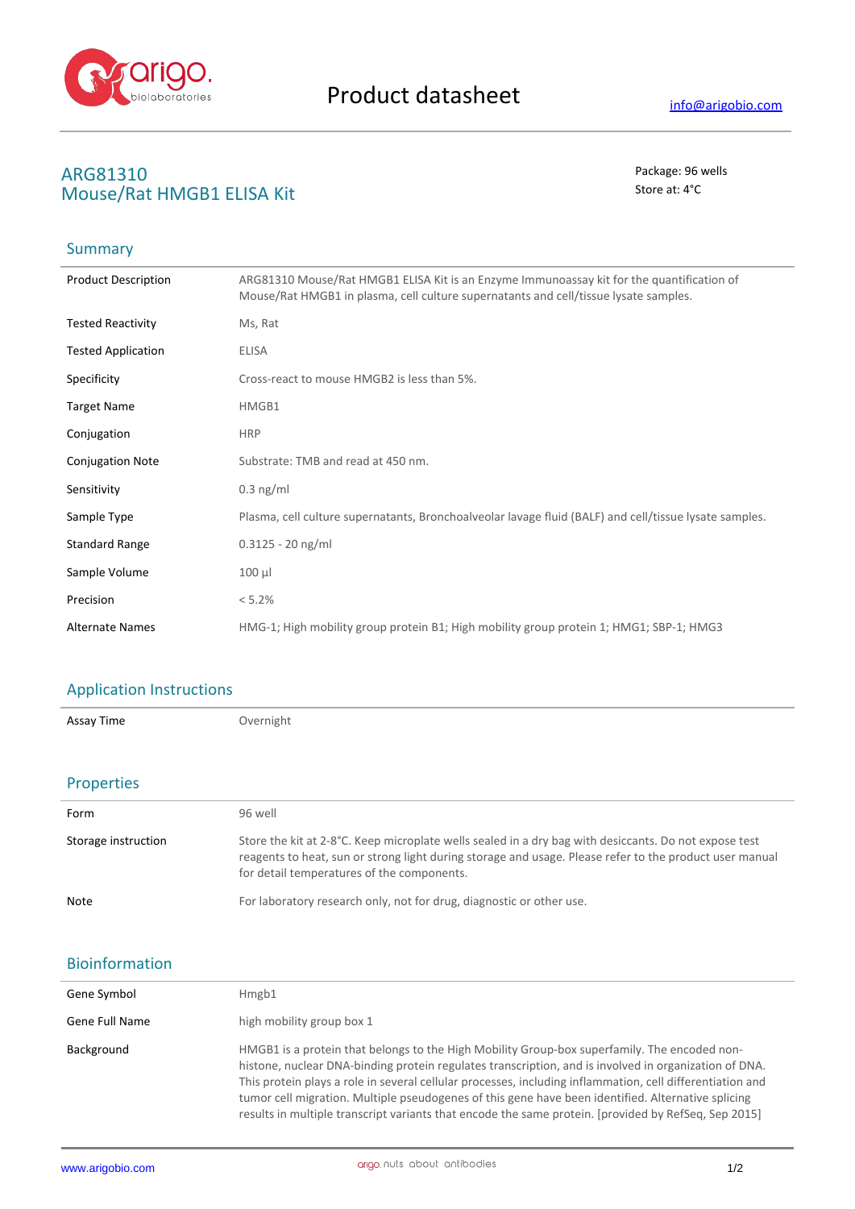# Product datasheet

info@arigobio.com

## ARG81310
## Mouse/Rat HMGB1 ELISA Kit

Package: 96 wells
Store at: 4°C

### Summary

| | |
|---|---|
| Product Description | ARG81310 Mouse/Rat HMGB1 ELISA Kit is an Enzyme Immunoassay kit for the quantification of Mouse/Rat HMGB1 in plasma, cell culture supernatants and cell/tissue lysate samples. |
| Tested Reactivity | Ms, Rat |
| Tested Application | ELISA |
| Specificity | Cross-react to mouse HMGB2 is less than 5%. |
| Target Name | HMGB1 |
| Conjugation | HRP |
| Conjugation Note | Substrate: TMB and read at 450 nm. |
| Sensitivity | 0.3 ng/ml |
| Sample Type | Plasma, cell culture supernatants, Bronchoalveolar lavage fluid (BALF) and cell/tissue lysate samples. |
| Standard Range | 0.3125 - 20 ng/ml |
| Sample Volume | 100 µl |
| Precision | < 5.2% |
| Alternate Names | HMG-1; High mobility group protein B1; High mobility group protein 1; HMG1; SBP-1; HMG3 |

### Application Instructions

| | |
|---|---|
| Assay Time | Overnight |

### Properties

| | |
|---|---|
| Form | 96 well |
| Storage instruction | Store the kit at 2-8°C. Keep microplate wells sealed in a dry bag with desiccants. Do not expose test reagents to heat, sun or strong light during storage and usage. Please refer to the product user manual for detail temperatures of the components. |
| Note | For laboratory research only, not for drug, diagnostic or other use. |

### Bioinformation

| | |
|---|---|
| Gene Symbol | Hmgb1 |
| Gene Full Name | high mobility group box 1 |
| Background | HMGB1 is a protein that belongs to the High Mobility Group-box superfamily. The encoded non-histone, nuclear DNA-binding protein regulates transcription, and is involved in organization of DNA. This protein plays a role in several cellular processes, including inflammation, cell differentiation and tumor cell migration. Multiple pseudogenes of this gene have been identified. Alternative splicing results in multiple transcript variants that encode the same protein. [provided by RefSeq, Sep 2015] |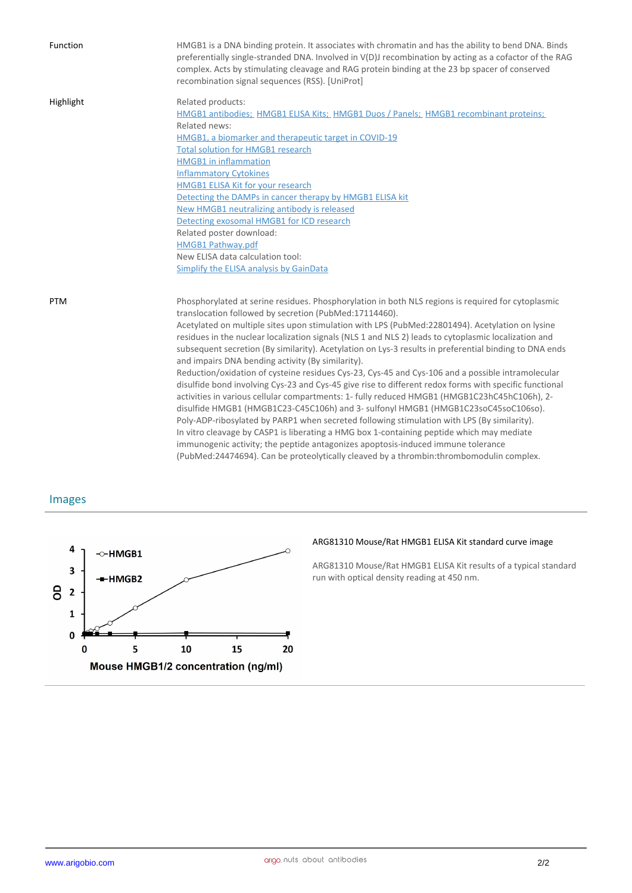| | |
|---|---|
| Function | HMGB1 is a DNA binding protein. It associates with chromatin and has the ability to bend DNA. Binds preferentially single-stranded DNA. Involved in V(D)J recombination by acting as a cofactor of the RAG complex. Acts by stimulating cleavage and RAG protein binding at the 23 bp spacer of conserved recombination signal sequences (RSS). [UniProt] |
| Highlight | Related products:<br>HMGB1 antibodies; HMGB1 ELISA Kits; HMGB1 Duos / Panels; HMGB1 recombinant proteins;<br>Related news:<br>HMGB1, a biomarker and therapeutic target in COVID-19<br>Total solution for HMGB1 research<br>HMGB1 in inflammation<br>Inflammatory Cytokines<br>HMGB1 ELISA Kit for your research<br>Detecting the DAMPs in cancer therapy by HMGB1 ELISA kit<br>New HMGB1 neutralizing antibody is released<br>Detecting exosomal HMGB1 for ICD research<br>Related poster download:<br>HMGB1 Pathway.pdf<br>New ELISA data calculation tool:<br>Simplify the ELISA analysis by GainData |
| PTM | Phosphorylated at serine residues. Phosphorylation in both NLS regions is required for cytoplasmic translocation followed by secretion (PubMed:17114460).<br>Acetylated on multiple sites upon stimulation with LPS (PubMed:22801494). Acetylation on lysine residues in the nuclear localization signals (NLS 1 and NLS 2) leads to cytoplasmic localization and subsequent secretion (By similarity). Acetylation on Lys-3 results in preferential binding to DNA ends and impairs DNA bending activity (By similarity).<br>Reduction/oxidation of cysteine residues Cys-23, Cys-45 and Cys-106 and a possible intramolecular disulfide bond involving Cys-23 and Cys-45 give rise to different redox forms with specific functional activities in various cellular compartments: 1- fully reduced HMGB1 (HMGB1C23hC45hC106h), 2- disulfide HMGB1 (HMGB1C23-C45C106h) and 3- sulfonyl HMGB1 (HMGB1C23soC45soC106so).<br>Poly-ADP-ribosylated by PARP1 when secreted following stimulation with LPS (By similarity).<br>In vitro cleavage by CASP1 is liberating a HMG box 1-containing peptide which may mediate immunogenic activity; the peptide antagonizes apoptosis-induced immune tolerance (PubMed:24474694). Can be proteolytically cleaved by a thrombin:thrombomodulin complex. |

## Images

4
3
2
1
0
OD
-○-HMGB1
-■-HMGB2
0
5
10
15
20
Mouse HMGB1/2 concentration (ng/ml)

ARG81310 Mouse/Rat HMGB1 ELISA Kit standard curve image

ARG81310 Mouse/Rat HMGB1 ELISA Kit results of a typical standard run with optical density reading at 450 nm.